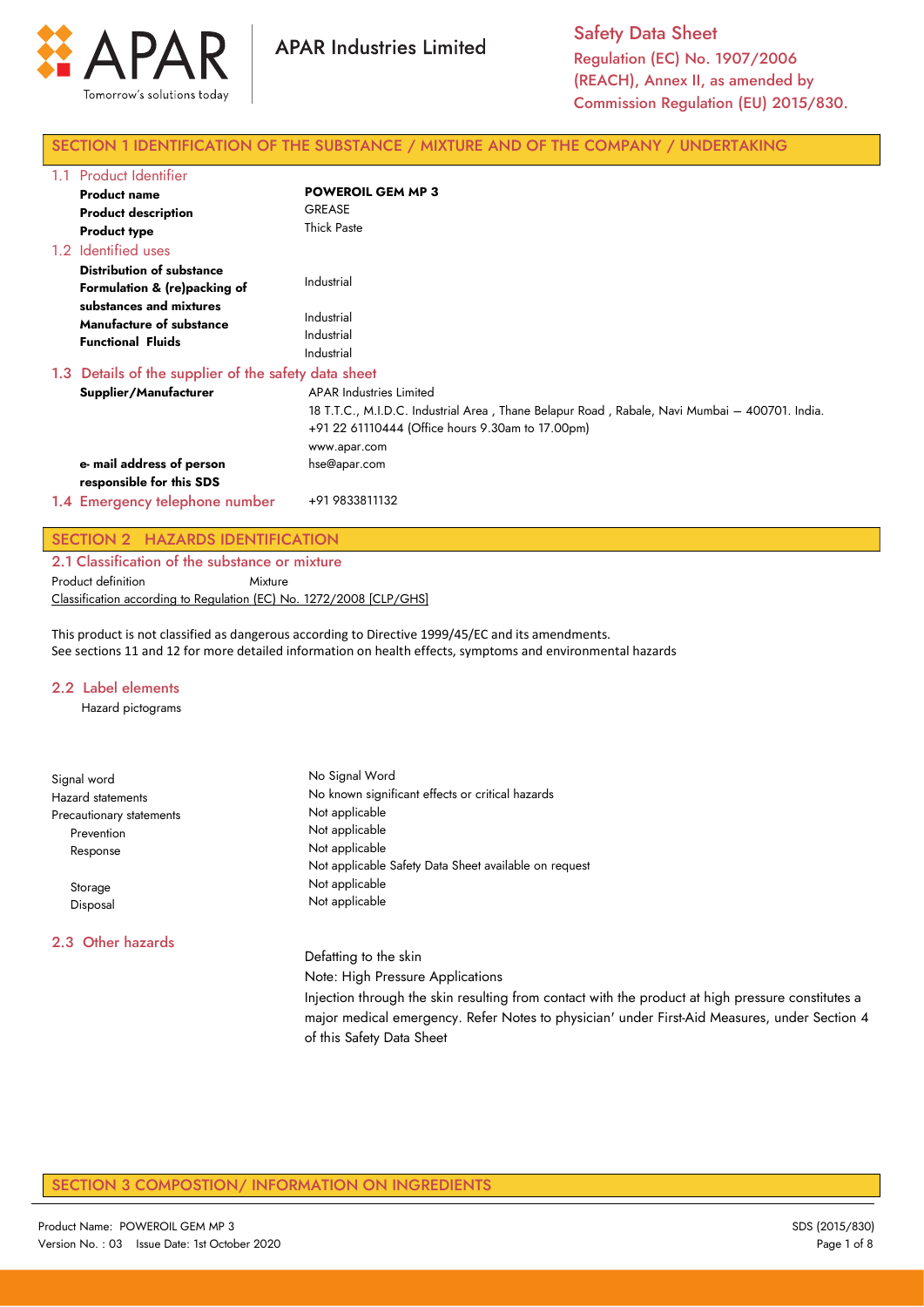# SECTION 1 IDENTIFICATION OF THE SUBSTANCE / MIXTURE AND OF THE COMPANY / UNDERTAKING

## 1.1 Product Identifier

| | |
|---|---|
| **Product name** | **POWEROIL GEM MP 3** |
| **Product description** | GREASE |
| **Product type** | Thick Paste |

## 1.2 Identified uses

| | |
|---|---|
| **Distribution of substance** | Industrial |
| **Formulation & (re)packing of substances and mixtures** | Industrial |
| **Manufacture of substance** | Industrial |
| **Functional Fluids** | Industrial |

## 1.3 Details of the supplier of the safety data sheet

| | |
|---|---|
| **Supplier/Manufacturer** | APAR Industries Limited<br>18 T.T.C., M.I.D.C. Industrial Area , Thane Belapur Road , Rabale, Navi Mumbai – 400701. India.<br>+91 22 61110444 (Office hours 9.30am to 17.00pm)<br>www.apar.com |
| **e- mail address of person responsible for this SDS** | hse@apar.com |

## 1.4 Emergency telephone number

+91 9833811132

# SECTION 2 HAZARDS IDENTIFICATION

## 2.1 Classification of the substance or mixture

Product definition Mixture

Classification according to Regulation (EC) No. 1272/2008 [CLP/GHS]

This product is not classified as dangerous according to Directive 1999/45/EC and its amendments.
See sections 11 and 12 for more detailed information on health effects, symptoms and environmental hazards

## 2.2 Label elements

Hazard pictograms

| | |
|---|---|
| Signal word | No Signal Word |
| Hazard statements | No known significant effects or critical hazards |
| Precautionary statements | Not applicable |
| Prevention | Not applicable |
| Response | Not applicable<br>Not applicable Safety Data Sheet available on request |
| Storage | Not applicable |
| Disposal | Not applicable |

## 2.3 Other hazards

Defatting to the skin

Note: High Pressure Applications

Injection through the skin resulting from contact with the product at high pressure constitutes a major medical emergency. Refer Notes to physician' under First-Aid Measures, under Section 4 of this Safety Data Sheet

# SECTION 3 COMPOSTION/ INFORMATION ON INGREDIENTS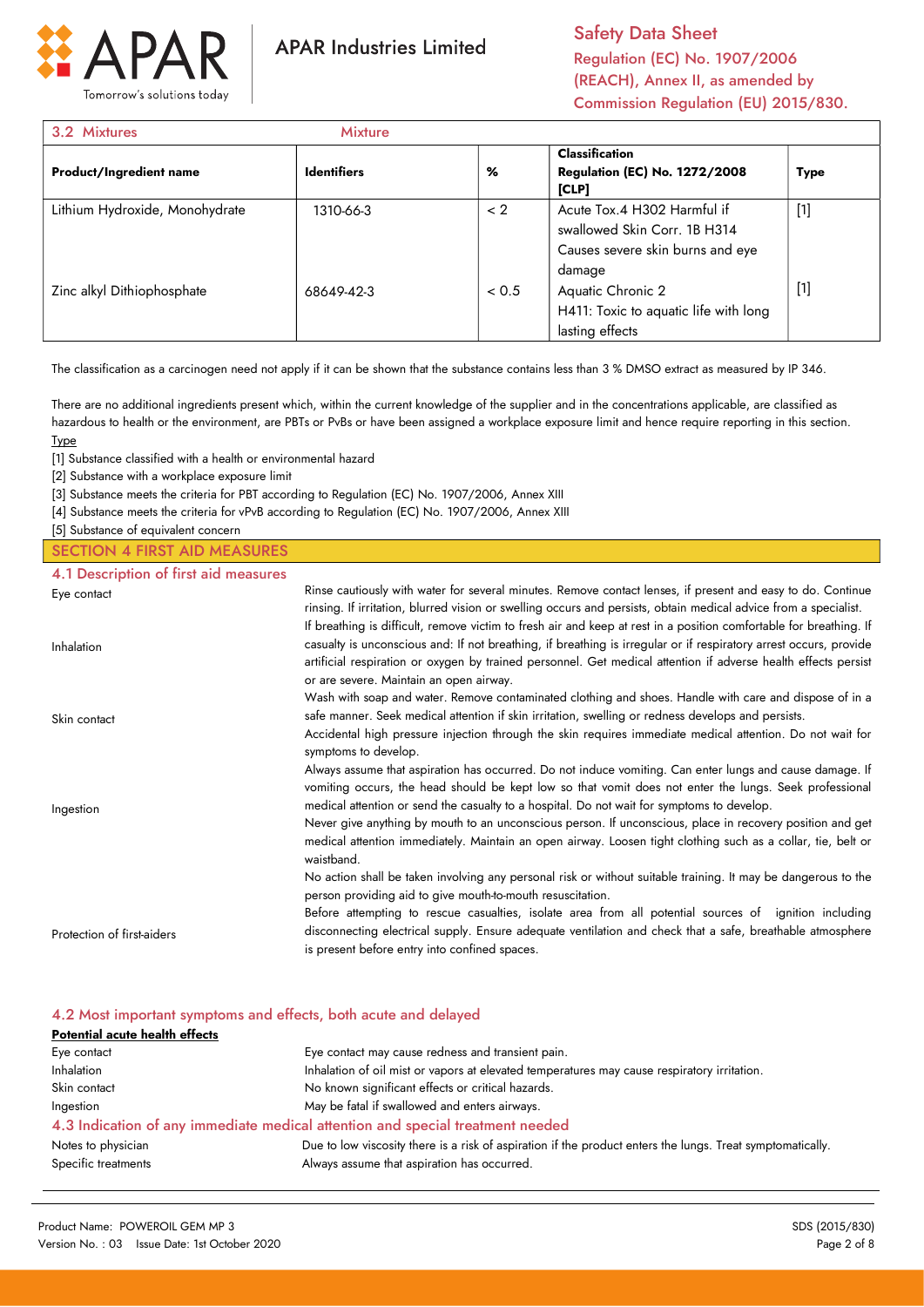| 3.2 Mixtures | Mixture | | | |
|---|---|---|---|---|
| **Product/Ingredient name** | **Identifiers** | **%** | **Classification Regulation (EC) No. 1272/2008 [CLP]** | **Type** |
| Lithium Hydroxide, Monohydrate | 1310-66-3 | < 2 | Acute Tox.4 H302 Harmful if swallowed Skin Corr. 1B H314 Causes severe skin burns and eye damage | [1] |
| Zinc alkyl Dithiophosphate | 68649-42-3 | < 0.5 | Aquatic Chronic 2 H411: Toxic to aquatic life with long lasting effects | [1] |

The classification as a carcinogen need not apply if it can be shown that the substance contains less than 3 % DMSO extract as measured by IP 346.

There are no additional ingredients present which, within the current knowledge of the supplier and in the concentrations applicable, are classified as hazardous to health or the environment, are PBTs or PvBs or have been assigned a workplace exposure limit and hence require reporting in this section.

Type

[1] Substance classified with a health or environmental hazard

[2] Substance with a workplace exposure limit

[3] Substance meets the criteria for PBT according to Regulation (EC) No. 1907/2006, Annex XIII

[4] Substance meets the criteria for vPvB according to Regulation (EC) No. 1907/2006, Annex XIII

[5] Substance of equivalent concern

## SECTION 4 FIRST AID MEASURES

### 4.1 Description of first aid measures

| | |
|---|---|
| Eye contact | Rinse cautiously with water for several minutes. Remove contact lenses, if present and easy to do. Continue rinsing. If irritation, blurred vision or swelling occurs and persists, obtain medical advice from a specialist. |
| Inhalation | If breathing is difficult, remove victim to fresh air and keep at rest in a position comfortable for breathing. If casualty is unconscious and: If not breathing, if breathing is irregular or if respiratory arrest occurs, provide artificial respiration or oxygen by trained personnel. Get medical attention if adverse health effects persist or are severe. Maintain an open airway. |
| Skin contact | Wash with soap and water. Remove contaminated clothing and shoes. Handle with care and dispose of in a safe manner. Seek medical attention if skin irritation, swelling or redness develops and persists.<br>Accidental high pressure injection through the skin requires immediate medical attention. Do not wait for symptoms to develop. |
| Ingestion | Always assume that aspiration has occurred. Do not induce vomiting. Can enter lungs and cause damage. If vomiting occurs, the head should be kept low so that vomit does not enter the lungs. Seek professional medical attention or send the casualty to a hospital. Do not wait for symptoms to develop.<br>Never give anything by mouth to an unconscious person. If unconscious, place in recovery position and get medical attention immediately. Maintain an open airway. Loosen tight clothing such as a collar, tie, belt or waistband. |
| Protection of first-aiders | No action shall be taken involving any personal risk or without suitable training. It may be dangerous to the person providing aid to give mouth-to-mouth resuscitation.<br>Before attempting to rescue casualties, isolate area from all potential sources of ignition including disconnecting electrical supply. Ensure adequate ventilation and check that a safe, breathable atmosphere is present before entry into confined spaces. |

### 4.2 Most important symptoms and effects, both acute and delayed

**Potential acute health effects**

| | |
|---|---|
| Eye contact | Eye contact may cause redness and transient pain. |
| Inhalation | Inhalation of oil mist or vapors at elevated temperatures may cause respiratory irritation. |
| Skin contact | No known significant effects or critical hazards. |
| Ingestion | May be fatal if swallowed and enters airways. |

### 4.3 Indication of any immediate medical attention and special treatment needed

| | |
|---|---|
| Notes to physician | Due to low viscosity there is a risk of aspiration if the product enters the lungs. Treat symptomatically. |
| Specific treatments | Always assume that aspiration has occurred. |

Product Name: POWEROIL GEM MP 3 
Version No. : 03 Issue Date: 1st October 2020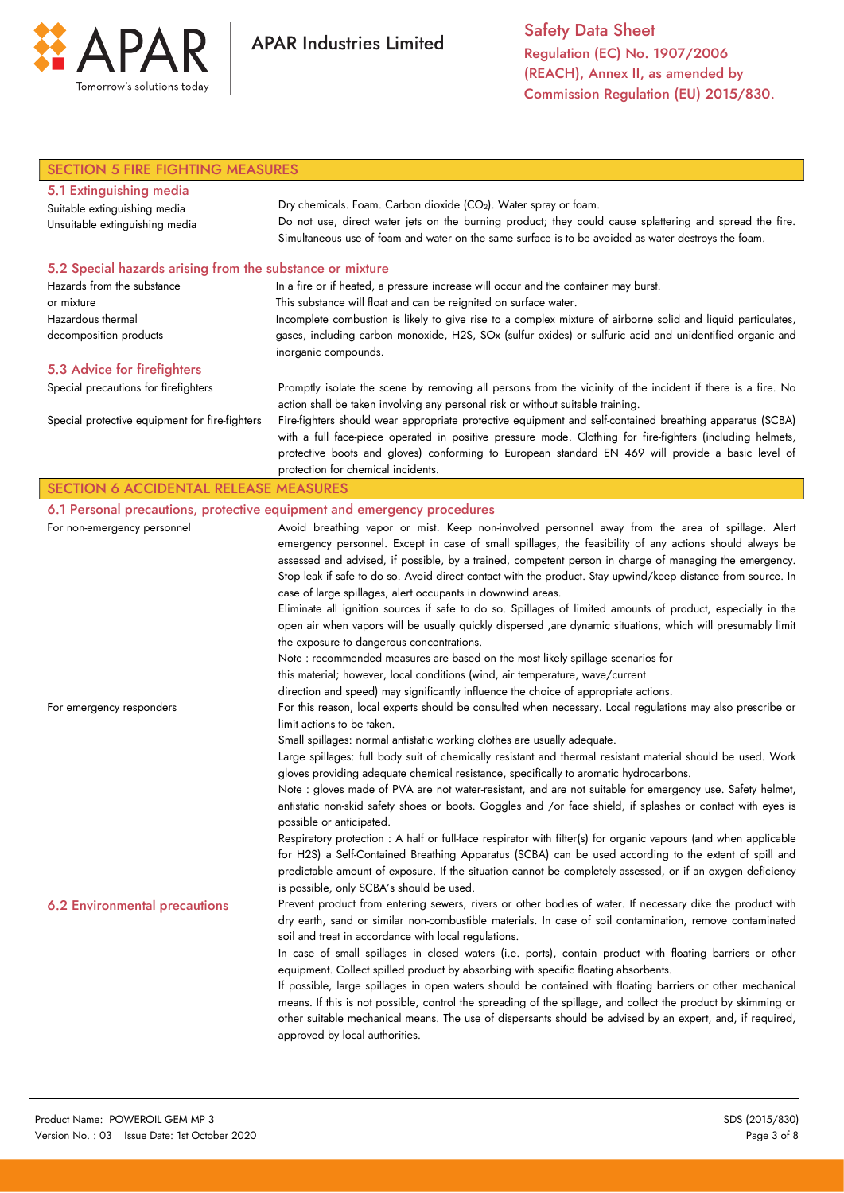## SECTION 5 FIRE FIGHTING MEASURES

### 5.1 Extinguishing media

**Suitable extinguishing media**
Dry chemicals. Foam. Carbon dioxide ($CO_2$). Water spray or foam.

**Unsuitable extinguishing media**
Do not use, direct water jets on the burning product; they could cause splattering and spread the fire. Simultaneous use of foam and water on the same surface is to be avoided as water destroys the foam.

### 5.2 Special hazards arising from the substance or mixture

**Hazards from the substance or mixture**
In a fire or if heated, a pressure increase will occur and the container may burst.
This substance will float and can be reignited on surface water.

**Hazardous thermal decomposition products**
Incomplete combustion is likely to give rise to a complex mixture of airborne solid and liquid particulates, gases, including carbon monoxide, H2S, SOx (sulfur oxides) or sulfuric acid and unidentified organic and inorganic compounds.

### 5.3 Advice for firefighters

**Special precautions for firefighters**
Promptly isolate the scene by removing all persons from the vicinity of the incident if there is a fire. No action shall be taken involving any personal risk or without suitable training.

**Special protective equipment for fire-fighters**
Fire-fighters should wear appropriate protective equipment and self-contained breathing apparatus (SCBA) with a full face-piece operated in positive pressure mode. Clothing for fire-fighters (including helmets, protective boots and gloves) conforming to European standard EN 469 will provide a basic level of protection for chemical incidents.

## SECTION 6 ACCIDENTAL RELEASE MEASURES

### 6.1 Personal precautions, protective equipment and emergency procedures

**For non-emergency personnel**
Avoid breathing vapor or mist. Keep non-involved personnel away from the area of spillage. Alert emergency personnel. Except in case of small spillages, the feasibility of any actions should always be assessed and advised, if possible, by a trained, competent person in charge of managing the emergency. Stop leak if safe to do so. Avoid direct contact with the product. Stay upwind/keep distance from source. In case of large spillages, alert occupants in downwind areas.

Eliminate all ignition sources if safe to do so. Spillages of limited amounts of product, especially in the open air when vapors will be usually quickly dispersed ,are dynamic situations, which will presumably limit the exposure to dangerous concentrations.

Note : recommended measures are based on the most likely spillage scenarios for this material; however, local conditions (wind, air temperature, wave/current direction and speed) may significantly influence the choice of appropriate actions.

**For emergency responders**
For this reason, local experts should be consulted when necessary. Local regulations may also prescribe or limit actions to be taken.

Small spillages: normal antistatic working clothes are usually adequate.

Large spillages: full body suit of chemically resistant and thermal resistant material should be used. Work gloves providing adequate chemical resistance, specifically to aromatic hydrocarbons.

Note : gloves made of PVA are not water-resistant, and are not suitable for emergency use. Safety helmet, antistatic non-skid safety shoes or boots. Goggles and /or face shield, if splashes or contact with eyes is possible or anticipated.

Respiratory protection : A half or full-face respirator with filter(s) for organic vapours (and when applicable for H2S) a Self-Contained Breathing Apparatus (SCBA) can be used according to the extent of spill and predictable amount of exposure. If the situation cannot be completely assessed, or if an oxygen deficiency is possible, only SCBA's should be used.

### 6.2 Environmental precautions

Prevent product from entering sewers, rivers or other bodies of water. If necessary dike the product with dry earth, sand or similar non-combustible materials. In case of soil contamination, remove contaminated soil and treat in accordance with local regulations.

In case of small spillages in closed waters (i.e. ports), contain product with floating barriers or other equipment. Collect spilled product by absorbing with specific floating absorbents.

If possible, large spillages in open waters should be contained with floating barriers or other mechanical means. If this is not possible, control the spreading of the spillage, and collect the product by skimming or other suitable mechanical means. The use of dispersants should be advised by an expert, and, if required, approved by local authorities.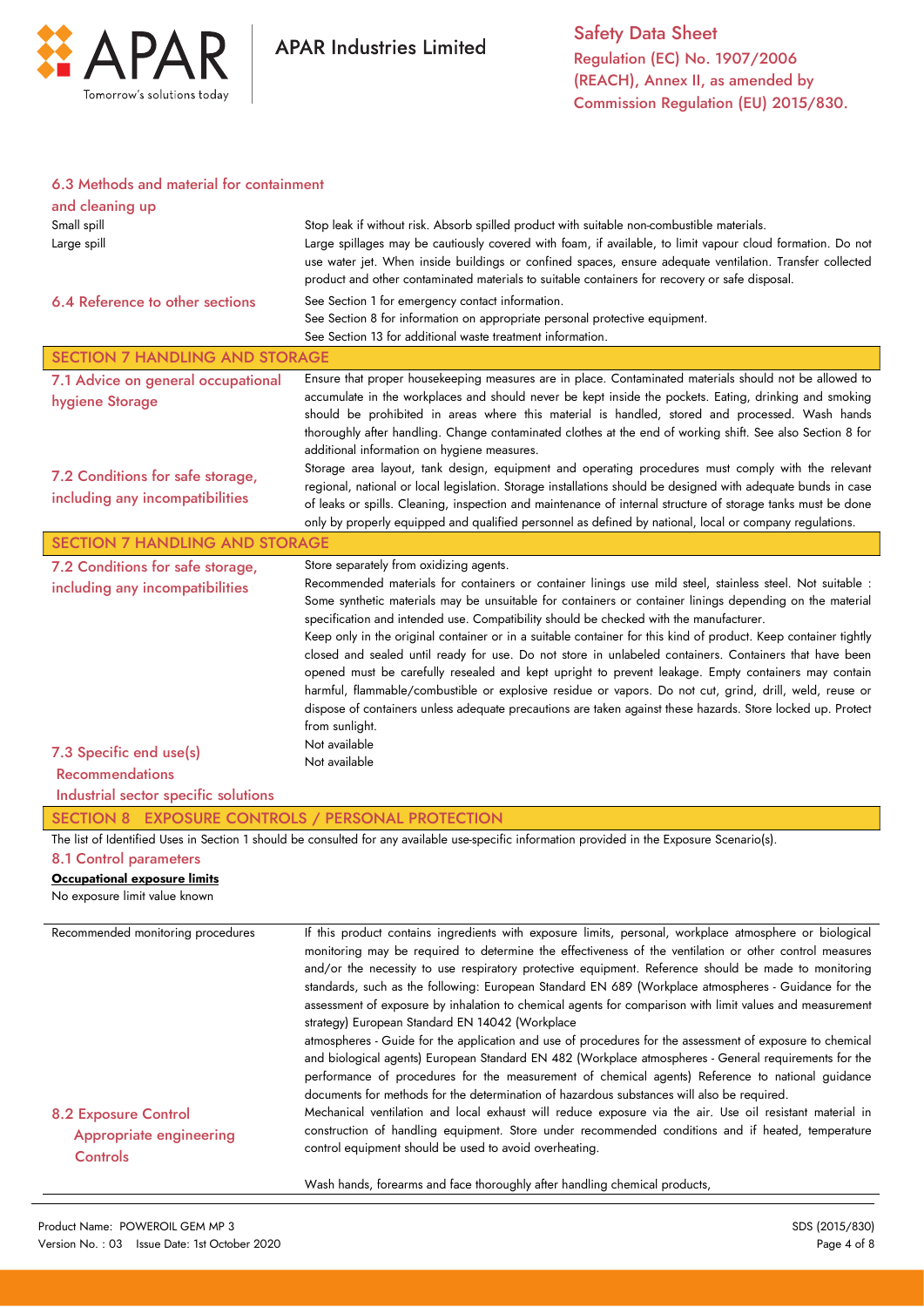### 6.3 Methods and material for containment and cleaning up

| | |
|---|---|
| Small spill | Stop leak if without risk. Absorb spilled product with suitable non-combustible materials. |
| Large spill | Large spillages may be cautiously covered with foam, if available, to limit vapour cloud formation. Do not use water jet. When inside buildings or confined spaces, ensure adequate ventilation. Transfer collected product and other contaminated materials to suitable containers for recovery or safe disposal. |

### 6.4 Reference to other sections

See Section 1 for emergency contact information.
See Section 8 for information on appropriate personal protective equipment.
See Section 13 for additional waste treatment information.

## SECTION 7 HANDLING AND STORAGE

### 7.1 Advice on general occupational hygiene Storage

Ensure that proper housekeeping measures are in place. Contaminated materials should not be allowed to accumulate in the workplaces and should never be kept inside the pockets. Eating, drinking and smoking should be prohibited in areas where this material is handled, stored and processed. Wash hands thoroughly after handling. Change contaminated clothes at the end of working shift. See also Section 8 for additional information on hygiene measures.

### 7.2 Conditions for safe storage, including any incompatibilities

Storage area layout, tank design, equipment and operating procedures must comply with the relevant regional, national or local legislation. Storage installations should be designed with adequate bunds in case of leaks or spills. Cleaning, inspection and maintenance of internal structure of storage tanks must be done only by properly equipped and qualified personnel as defined by national, local or company regulations.

## SECTION 7 HANDLING AND STORAGE

### 7.2 Conditions for safe storage, including any incompatibilities

Store separately from oxidizing agents.
Recommended materials for containers or container linings use mild steel, stainless steel. Not suitable : Some synthetic materials may be unsuitable for containers or container linings depending on the material specification and intended use. Compatibility should be checked with the manufacturer.
Keep only in the original container or in a suitable container for this kind of product. Keep container tightly closed and sealed until ready for use. Do not store in unlabeled containers. Containers that have been opened must be carefully resealed and kept upright to prevent leakage. Empty containers may contain harmful, flammable/combustible or explosive residue or vapors. Do not cut, grind, drill, weld, reuse or dispose of containers unless adequate precautions are taken against these hazards. Store locked up. Protect from sunlight.

### 7.3 Specific end use(s)

| | |
|---|---|
| Recommendations | Not available |
| Industrial sector specific solutions | Not available |

## SECTION 8 EXPOSURE CONTROLS / PERSONAL PROTECTION

The list of Identified Uses in Section 1 should be consulted for any available use-specific information provided in the Exposure Scenario(s).

### 8.1 Control parameters

**Occupational exposure limits**

No exposure limit value known

| | |
|---|---|
| Recommended monitoring procedures | If this product contains ingredients with exposure limits, personal, workplace atmosphere or biological monitoring may be required to determine the effectiveness of the ventilation or other control measures and/or the necessity to use respiratory protective equipment. Reference should be made to monitoring standards, such as the following: European Standard EN 689 (Workplace atmospheres - Guidance for the assessment of exposure by inhalation to chemical agents for comparison with limit values and measurement strategy) European Standard EN 14042 (Workplace atmospheres - Guide for the application and use of procedures for the assessment of exposure to chemical and biological agents) European Standard EN 482 (Workplace atmospheres - General requirements for the performance of procedures for the measurement of chemical agents) Reference to national guidance documents for methods for the determination of hazardous substances will also be required. |

### 8.2 Exposure Control

**Appropriate engineering Controls**

Mechanical ventilation and local exhaust will reduce exposure via the air. Use oil resistant material in construction of handling equipment. Store under recommended conditions and if heated, temperature control equipment should be used to avoid overheating.

Wash hands, forearms and face thoroughly after handling chemical products,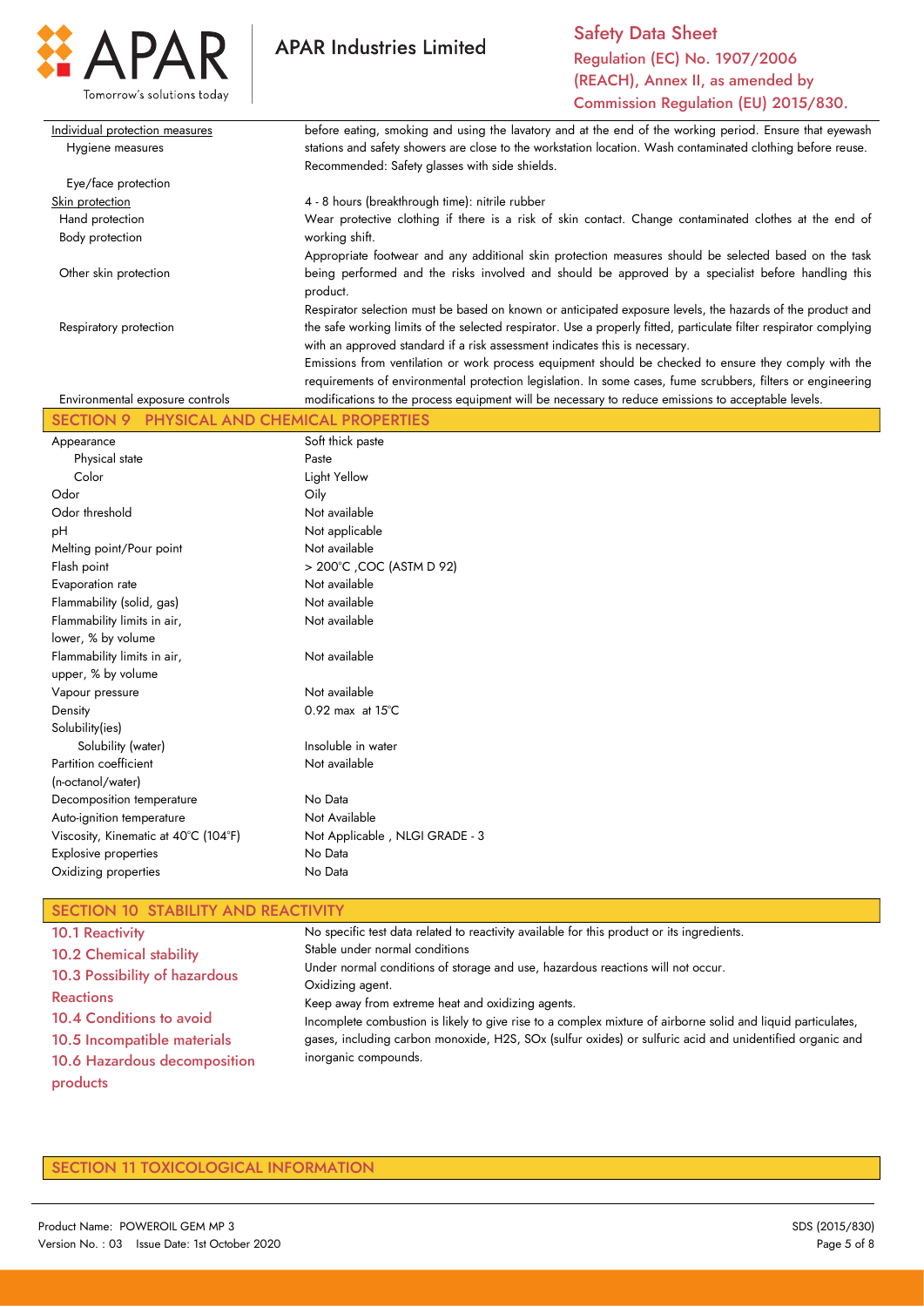| | |
|---|---|
| Individual protection measures | |
| Hygiene measures | before eating, smoking and using the lavatory and at the end of the working period. Ensure that eyewash stations and safety showers are close to the workstation location. Wash contaminated clothing before reuse. |
| Eye/face protection | Recommended: Safety glasses with side shields. |
| Skin protection | |
| Hand protection | 4 - 8 hours (breakthrough time): nitrile rubber |
| Body protection | Wear protective clothing if there is a risk of skin contact. Change contaminated clothes at the end of working shift. |
| Other skin protection | Appropriate footwear and any additional skin protection measures should be selected based on the task being performed and the risks involved and should be approved by a specialist before handling this product. |
| Respiratory protection | Respirator selection must be based on known or anticipated exposure levels, the hazards of the product and the safe working limits of the selected respirator. Use a properly fitted, particulate filter respirator complying with an approved standard if a risk assessment indicates this is necessary. |
| Environmental exposure controls | Emissions from ventilation or work process equipment should be checked to ensure they comply with the requirements of environmental protection legislation. In some cases, fume scrubbers, filters or engineering modifications to the process equipment will be necessary to reduce emissions to acceptable levels. |

## SECTION 9 PHYSICAL AND CHEMICAL PROPERTIES

| | |
|---|---|
| Appearance | Soft thick paste |
| Physical state | Paste |
| Color | Light Yellow |
| Odor | Oily |
| Odor threshold | Not available |
| pH | Not applicable |
| Melting point/Pour point | Not available |
| Flash point | > 200°C ,COC (ASTM D 92) |
| Evaporation rate | Not available |
| Flammability (solid, gas) | Not available |
| Flammability limits in air, lower, % by volume | Not available |
| Flammability limits in air, upper, % by volume | Not available |
| Vapour pressure | Not available |
| Density | 0.92 max at 15°C |
| Solubility(ies) | |
| Solubility (water) | Insoluble in water |
| Partition coefficient (n-octanol/water) | Not available |
| Decomposition temperature | No Data |
| Auto-ignition temperature | Not Available |
| Viscosity, Kinematic at 40°C (104°F) | Not Applicable , NLGI GRADE - 3 |
| Explosive properties | No Data |
| Oxidizing properties | No Data |

## SECTION 10 STABILITY AND REACTIVITY

| | |
|---|---|
| 10.1 Reactivity | No specific test data related to reactivity available for this product or its ingredients. |
| 10.2 Chemical stability | Stable under normal conditions |
| 10.3 Possibility of hazardous Reactions | Under normal conditions of storage and use, hazardous reactions will not occur. |
| 10.4 Conditions to avoid | Oxidizing agent. |
| 10.5 Incompatible materials | Keep away from extreme heat and oxidizing agents. |
| 10.6 Hazardous decomposition products | Incomplete combustion is likely to give rise to a complex mixture of airborne solid and liquid particulates, gases, including carbon monoxide, $H_2S$, $SO_x$ (sulfur oxides) or sulfuric acid and unidentified organic and inorganic compounds. |

## SECTION 11 TOXICOLOGICAL INFORMATION

Product Name: POWEROIL GEM MP 3
Version No. : 03 Issue Date: 1st October 2020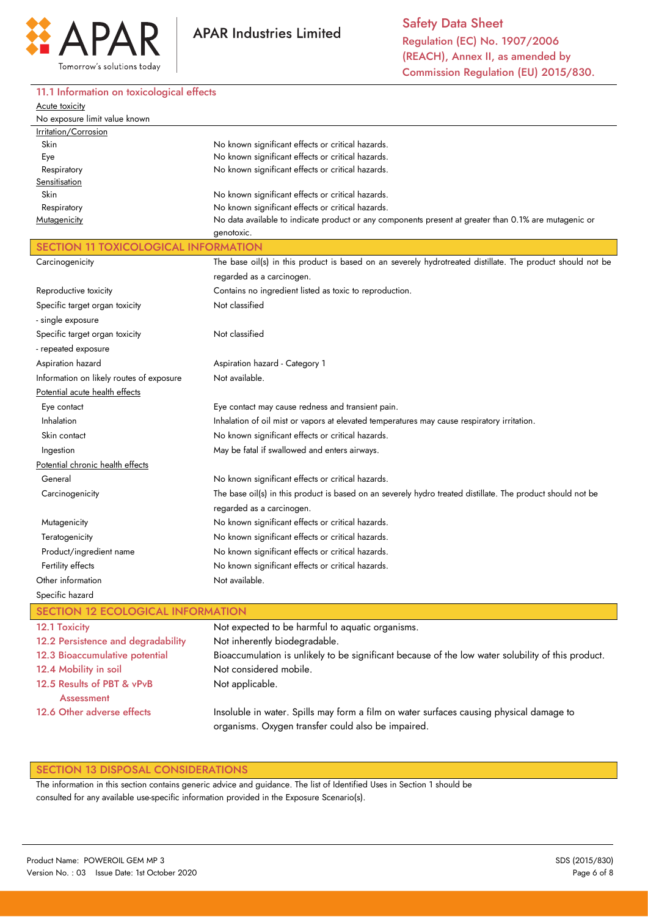### 11.1 Information on toxicological effects

Acute toxicity

No exposure limit value known

| Irritation/Corrosion | |
|---|---|
| Skin | No known significant effects or critical hazards. |
| Eye | No known significant effects or critical hazards. |
| Respiratory | No known significant effects or critical hazards. |
| Sensitisation | |
| Skin | No known significant effects or critical hazards. |
| Respiratory | No known significant effects or critical hazards. |
| Mutagenicity | No data available to indicate product or any components present at greater than 0.1% are mutagenic or genotoxic. |

## SECTION 11 TOXICOLOGICAL INFORMATION

| | |
|---|---|
| Carcinogenicity | The base oil(s) in this product is based on an severely hydrotreated distillate. The product should not be regarded as a carcinogen. |
| Reproductive toxicity | Contains no ingredient listed as toxic to reproduction. |
| Specific target organ toxicity - single exposure | Not classified |
| Specific target organ toxicity - repeated exposure | Not classified |
| Aspiration hazard | Aspiration hazard - Category 1 |
| Information on likely routes of exposure | Not available. |
| Potential acute health effects | |
| Eye contact | Eye contact may cause redness and transient pain. |
| Inhalation | Inhalation of oil mist or vapors at elevated temperatures may cause respiratory irritation. |
| Skin contact | No known significant effects or critical hazards. |
| Ingestion | May be fatal if swallowed and enters airways. |
| Potential chronic health effects | |
| General | No known significant effects or critical hazards. |
| Carcinogenicity | The base oil(s) in this product is based on an severely hydro treated distillate. The product should not be regarded as a carcinogen. |
| Mutagenicity | No known significant effects or critical hazards. |
| Teratogenicity | No known significant effects or critical hazards. |
| Product/ingredient name | No known significant effects or critical hazards. |
| Fertility effects | No known significant effects or critical hazards. |
| Other information | Not available. |
| Specific hazard | |

## SECTION 12 ECOLOGICAL INFORMATION

| | |
|---|---|
| 12.1 Toxicity | Not expected to be harmful to aquatic organisms. |
| 12.2 Persistence and degradability | Not inherently biodegradable. |
| 12.3 Bioaccumulative potential | Bioaccumulation is unlikely to be significant because of the low water solubility of this product. |
| 12.4 Mobility in soil | Not considered mobile. |
| 12.5 Results of PBT & vPvB Assessment | Not applicable. |
| 12.6 Other adverse effects | Insoluble in water. Spills may form a film on water surfaces causing physical damage to organisms. Oxygen transfer could also be impaired. |

## SECTION 13 DISPOSAL CONSIDERATIONS

The information in this section contains generic advice and guidance. The list of Identified Uses in Section 1 should be consulted for any available use-specific information provided in the Exposure Scenario(s).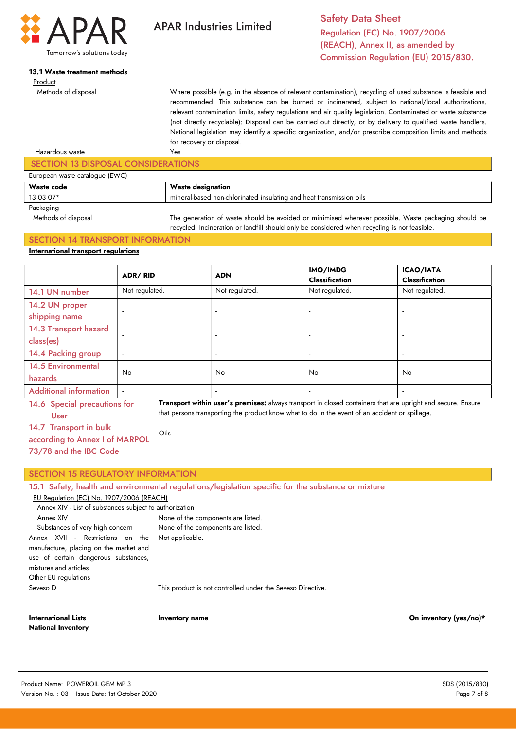**13.1 Waste treatment methods**

Product

Methods of disposal: Where possible (e.g. in the absence of relevant contamination), recycling of used substance is feasible and recommended. This substance can be burned or incinerated, subject to national/local authorizations, relevant contamination limits, safety regulations and air quality legislation. Contaminated or waste substance (not directly recyclable): Disposal can be carried out directly, or by delivery to qualified waste handlers. National legislation may identify a specific organization, and/or prescribe composition limits and methods for recovery or disposal.

Hazardous waste: Yes

## SECTION 13 DISPOSAL CONSIDERATIONS

European waste catalogue (EWC)

| Waste code | Waste designation |
|---|---|
| 13 03 07* | mineral-based non-chlorinated insulating and heat transmission oils |

Packaging

Methods of disposal: The generation of waste should be avoided or minimised wherever possible. Waste packaging should be recycled. Incineration or landfill should only be considered when recycling is not feasible.

## SECTION 14 TRANSPORT INFORMATION

**International transport regulations**

| | ADR/ RID | ADN | IMO/IMDG Classification | ICAO/IATA Classification |
|---|---|---|---|---|
| 14.1 UN number | Not regulated. | Not regulated. | Not regulated. | Not regulated. |
| 14.2 UN proper shipping name | - | - | - | - |
| 14.3 Transport hazard class(es) | - | - | - | - |
| 14.4 Packing group | - | - | - | - |
| 14.5 Environmental hazards | No | No | No | No |
| Additional information | - | - | - | - |

14.6 Special precautions for User: **Transport within user's premises:** always transport in closed containers that are upright and secure. Ensure that persons transporting the product know what to do in the event of an accident or spillage.

14.7 Transport in bulk according to Annex I of MARPOL 73/78 and the IBC Code: Oils

## SECTION 15 REGULATORY INFORMATION

### 15.1 Safety, health and environmental regulations/legislation specific for the substance or mixture

EU Regulation (EC) No. 1907/2006 (REACH)

Annex XIV - List of substances subject to authorization

Annex XIV: None of the components are listed.

Substances of very high concern: None of the components are listed.

Annex XVII - Restrictions on the manufacture, placing on the market and use of certain dangerous substances, mixtures and articles: Not applicable.

Other EU regulations

Seveso D: This product is not controlled under the Seveso Directive.

| **International Lists** **National Inventory** | **Inventory name** | **On inventory (yes/no)*** |
|---|---|---|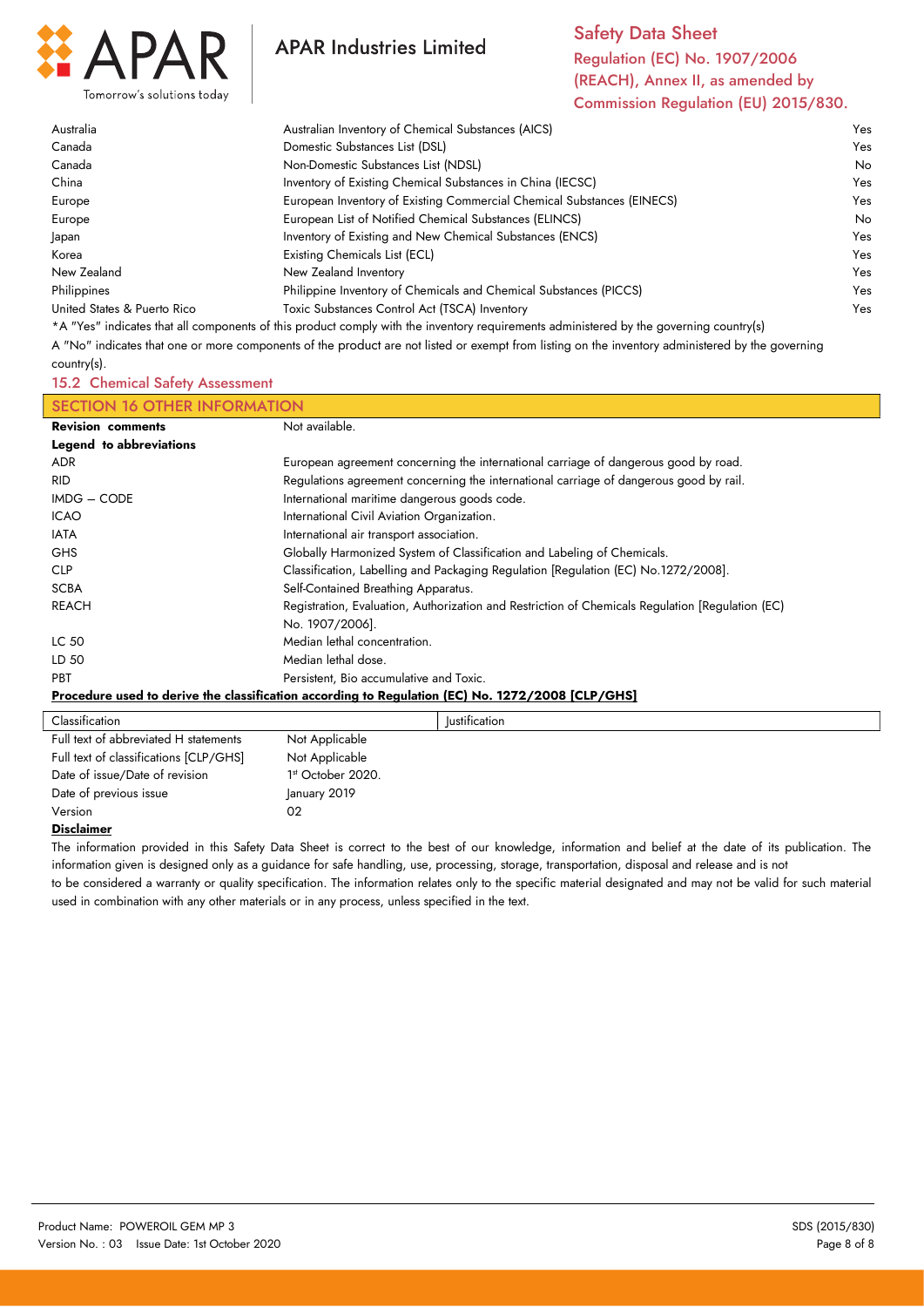| | | |
|---|---|---|
| Australia | Australian Inventory of Chemical Substances (AICS) | Yes |
| Canada | Domestic Substances List (DSL) | Yes |
| Canada | Non-Domestic Substances List (NDSL) | No |
| China | Inventory of Existing Chemical Substances in China (IECSC) | Yes |
| Europe | European Inventory of Existing Commercial Chemical Substances (EINECS) | Yes |
| Europe | European List of Notified Chemical Substances (ELINCS) | No |
| Japan | Inventory of Existing and New Chemical Substances (ENCS) | Yes |
| Korea | Existing Chemicals List (ECL) | Yes |
| New Zealand | New Zealand Inventory | Yes |
| Philippines | Philippine Inventory of Chemicals and Chemical Substances (PICCS) | Yes |
| United States & Puerto Rico | Toxic Substances Control Act (TSCA) Inventory | Yes |

*A "Yes" indicates that all components of this product comply with the inventory requirements administered by the governing country(s)

A "No" indicates that one or more components of the product are not listed or exempt from listing on the inventory administered by the governing country(s).

### 15.2 Chemical Safety Assessment

## SECTION 16 OTHER INFORMATION

| | |
|---|---|
| **Revision comments** | Not available. |
| **Legend to abbreviations** | |
| ADR | European agreement concerning the international carriage of dangerous good by road. |
| RID | Regulations agreement concerning the international carriage of dangerous good by rail. |
| IMDG – CODE | International maritime dangerous goods code. |
| ICAO | International Civil Aviation Organization. |
| IATA | International air transport association. |
| GHS | Globally Harmonized System of Classification and Labeling of Chemicals. |
| CLP | Classification, Labelling and Packaging Regulation [Regulation (EC) No.1272/2008]. |
| SCBA | Self-Contained Breathing Apparatus. |
| REACH | Registration, Evaluation, Authorization and Restriction of Chemicals Regulation [Regulation (EC) No. 1907/2006]. |
| LC 50 | Median lethal concentration. |
| LD 50 | Median lethal dose. |
| PBT | Persistent, Bio accumulative and Toxic. |

**Procedure used to derive the classification according to Regulation (EC) No. 1272/2008 [CLP/GHS]**

| Classification | Justification |
|---|---|
| | |

| | |
|---|---|
| Full text of abbreviated H statements | Not Applicable |
| Full text of classifications [CLP/GHS] | Not Applicable |
| Date of issue/Date of revision | 1st October 2020. |
| Date of previous issue | January 2019 |
| Version | 02 |

**Disclaimer**

The information provided in this Safety Data Sheet is correct to the best of our knowledge, information and belief at the date of its publication. The information given is designed only as a guidance for safe handling, use, processing, storage, transportation, disposal and release and is not to be considered a warranty or quality specification. The information relates only to the specific material designated and may not be valid for such material used in combination with any other materials or in any process, unless specified in the text.